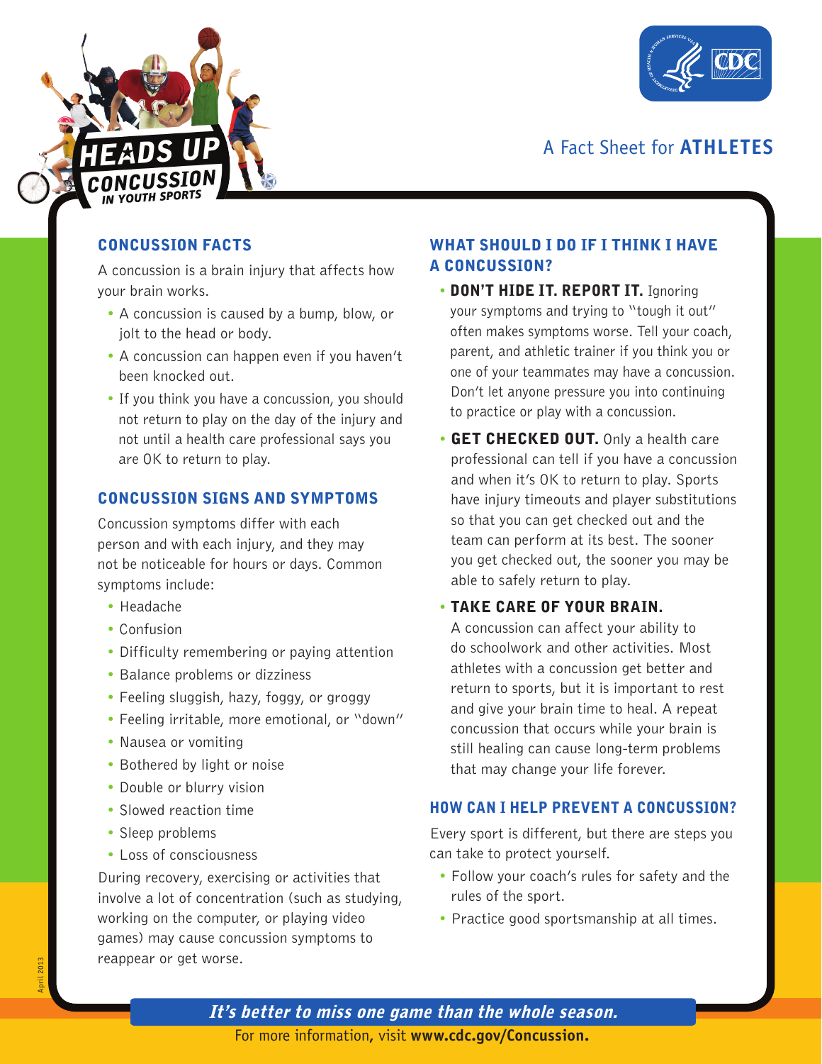# HEADS UP CONCUSSION IN YOUTH SPORTS

A Fact Sheet for **ATHLETES**

## CONCUSSION FACTS

A concussion is a brain injury that affects how your brain works.

- A concussion is caused by a bump, blow, or jolt to the head or body.
- A concussion can happen even if you haven't been knocked out.
- If you think you have a concussion, you should not return to play on the day of the injury and not until a health care professional says you are OK to return to play.

## CONCUSSION SIGNS AND SYMPTOMS

Concussion symptoms differ with each person and with each injury, and they may not be noticeable for hours or days. Common symptoms include:

- Headache
- Confusion
- Difficulty remembering or paying attention
- Balance problems or dizziness
- Feeling sluggish, hazy, foggy, or groggy
- Feeling irritable, more emotional, or "down"
- Nausea or vomiting
- Bothered by light or noise
- Double or blurry vision
- Slowed reaction time
- Sleep problems
- Loss of consciousness

During recovery, exercising or activities that involve a lot of concentration (such as studying, working on the computer, or playing video games) may cause concussion symptoms to reappear or get worse.

## WHAT SHOULD I DO IF I THINK I HAVE A CONCUSSION?

- **DON'T HIDE IT. REPORT IT.** Ignoring your symptoms and trying to "tough it out" often makes symptoms worse. Tell your coach, parent, and athletic trainer if you think you or one of your teammates may have a concussion. Don't let anyone pressure you into continuing to practice or play with a concussion.
- **GET CHECKED OUT.** Only a health care professional can tell if you have a concussion and when it's OK to return to play. Sports have injury timeouts and player substitutions so that you can get checked out and the team can perform at its best. The sooner you get checked out, the sooner you may be able to safely return to play.
- **TAKE CARE OF YOUR BRAIN.** A concussion can affect your ability to do schoolwork and other activities. Most athletes with a concussion get better and return to sports, but it is important to rest and give your brain time to heal. A repeat concussion that occurs while your brain is still healing can cause long-term problems that may change your life forever.

## HOW CAN I HELP PREVENT A CONCUSSION?

Every sport is different, but there are steps you can take to protect yourself.

- Follow your coach's rules for safety and the rules of the sport.
- Practice good sportsmanship at all times.

April 2013

***It's better to miss one game than the whole season.***

For more information, visit **www.cdc.gov/Concussion.**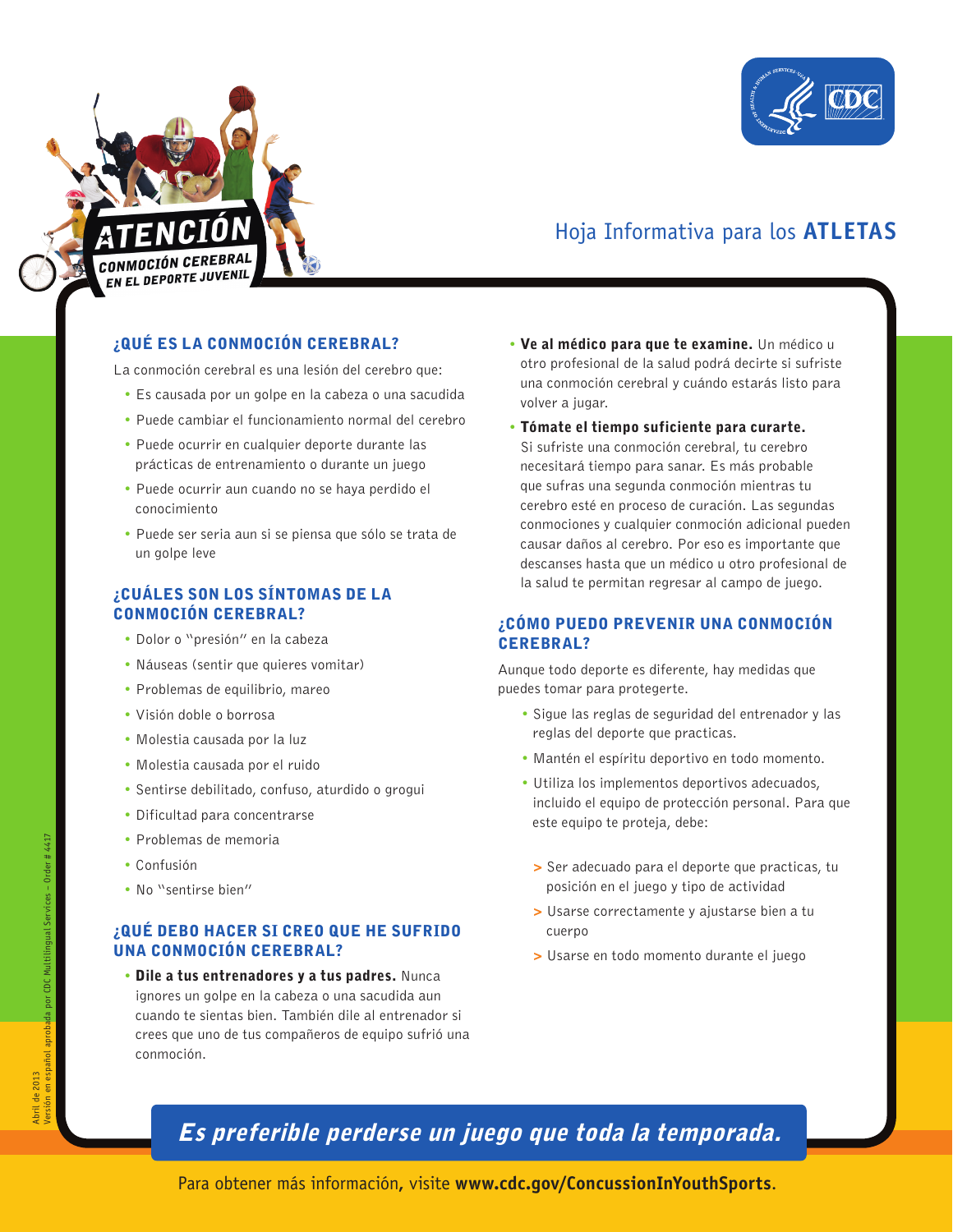ATENCIÓN
CONMOCIÓN CEREBRAL EN EL DEPORTE JUVENIL

Hoja Informativa para los **ATLETAS**

## ¿QUÉ ES LA CONMOCIÓN CEREBRAL?

La conmoción cerebral es una lesión del cerebro que:

- Es causada por un golpe en la cabeza o una sacudida
- Puede cambiar el funcionamiento normal del cerebro
- Puede ocurrir en cualquier deporte durante las prácticas de entrenamiento o durante un juego
- Puede ocurrir aun cuando no se haya perdido el conocimiento
- Puede ser seria aun si se piensa que sólo se trata de un golpe leve

## ¿CUÁLES SON LOS SÍNTOMAS DE LA CONMOCIÓN CEREBRAL?

- Dolor o "presión" en la cabeza
- Náuseas (sentir que quieres vomitar)
- Problemas de equilibrio, mareo
- Visión doble o borrosa
- Molestia causada por la luz
- Molestia causada por el ruido
- Sentirse debilitado, confuso, aturdido o grogui
- Dificultad para concentrarse
- Problemas de memoria
- Confusión
- No "sentirse bien"

## ¿QUÉ DEBO HACER SI CREO QUE HE SUFRIDO UNA CONMOCIÓN CEREBRAL?

- **Dile a tus entrenadores y a tus padres.** Nunca ignores un golpe en la cabeza o una sacudida aun cuando te sientas bien. También dile al entrenador si crees que uno de tus compañeros de equipo sufrió una conmoción.
- **Ve al médico para que te examine.** Un médico u otro profesional de la salud podrá decirte si sufriste una conmoción cerebral y cuándo estarás listo para volver a jugar.
- **Tómate el tiempo suficiente para curarte.** Si sufriste una conmoción cerebral, tu cerebro necesitará tiempo para sanar. Es más probable que sufras una segunda conmoción mientras tu cerebro esté en proceso de curación. Las segundas conmociones y cualquier conmoción adicional pueden causar daños al cerebro. Por eso es importante que descanses hasta que un médico u otro profesional de la salud te permitan regresar al campo de juego.

## ¿CÓMO PUEDO PREVENIR UNA CONMOCIÓN CEREBRAL?

Aunque todo deporte es diferente, hay medidas que puedes tomar para protegerte.

- Sigue las reglas de seguridad del entrenador y las reglas del deporte que practicas.
- Mantén el espíritu deportivo en todo momento.
- Utiliza los implementos deportivos adecuados, incluido el equipo de protección personal. Para que este equipo te proteja, debe:
  - Ser adecuado para el deporte que practicas, tu posición en el juego y tipo de actividad
  - Usarse correctamente y ajustarse bien a tu cuerpo
  - Usarse en todo momento durante el juego

***Es preferible perderse un juego que toda la temporada.***

Para obtener más información, visite **www.cdc.gov/ConcussionInYouthSports**.

Abril de 2013
Versión en español aprobada por CDC Multilingual Services – Order # 4417